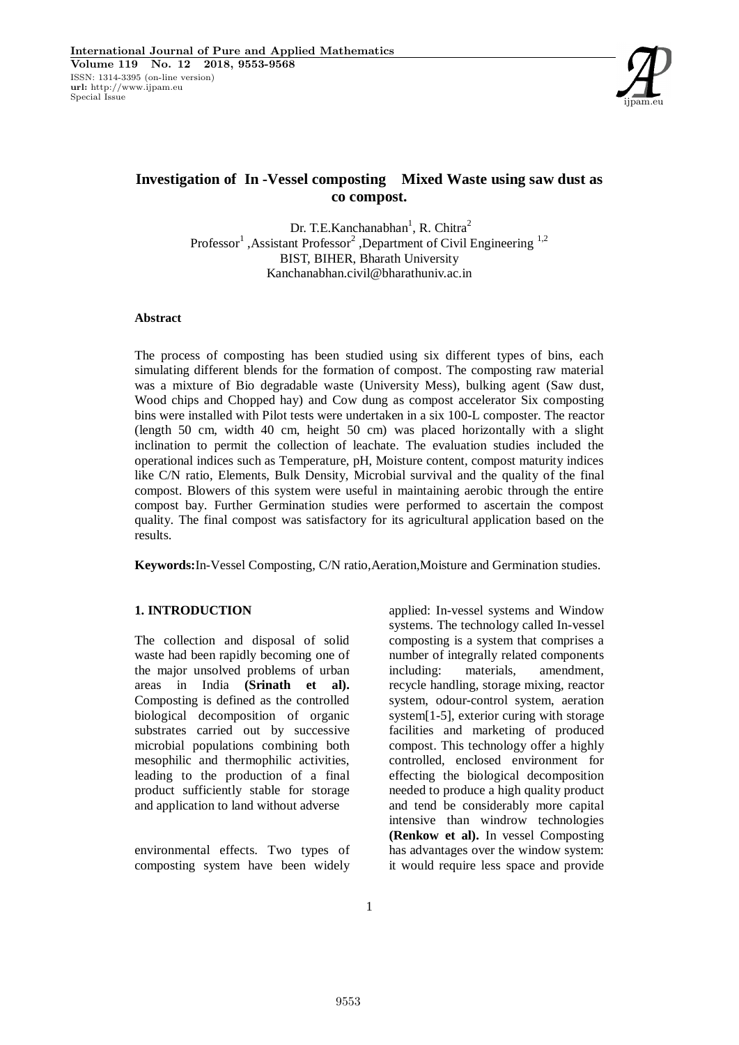# Investigation of In -Vessel composting Mixed Waste using saw dust as co compost.

Dr. T.E.Kanchanabhan[1], R. Chitra[2]

Professor[1] ,Assistant Professor[2] ,Department of Civil Engineering [1,2]

BIST, BIHER, Bharath University

Kanchanabhan.civil@bharathuniv.ac.in

**Abstract**

The process of composting has been studied using six different types of bins, each simulating different blends for the formation of compost. The composting raw material was a mixture of Bio degradable waste (University Mess), bulking agent (Saw dust, Wood chips and Chopped hay) and Cow dung as compost accelerator Six composting bins were installed with Pilot tests were undertaken in a six 100-L composter. The reactor (length 50 cm, width 40 cm, height 50 cm) was placed horizontally with a slight inclination to permit the collection of leachate. The evaluation studies included the operational indices such as Temperature, pH, Moisture content, compost maturity indices like C/N ratio, Elements, Bulk Density, Microbial survival and the quality of the final compost. Blowers of this system were useful in maintaining aerobic through the entire compost bay. Further Germination studies were performed to ascertain the compost quality. The final compost was satisfactory for its agricultural application based on the results.

**Keywords:** In-Vessel Composting, C/N ratio, Aeration, Moisture and Germination studies.

## 1. INTRODUCTION

The collection and disposal of solid waste had been rapidly becoming one of the major unsolved problems of urban areas in India **(Srinath et al).** Composting is defined as the controlled biological decomposition of organic substrates carried out by successive microbial populations combining both mesophilic and thermophilic activities, leading to the production of a final product sufficiently stable for storage and application to land without adverse environmental effects. Two types of composting system have been widely applied: In-vessel systems and Window systems. The technology called In-vessel composting is a system that comprises a number of integrally related components including: materials, amendment, recycle handling, storage mixing, reactor system, odour-control system, aeration system[1-5], exterior curing with storage facilities and marketing of produced compost. This technology offer a highly controlled, enclosed environment for effecting the biological decomposition needed to produce a high quality product and tend be considerably more capital intensive than windrow technologies **(Renkow et al).** In vessel Composting has advantages over the window system: it would require less space and provide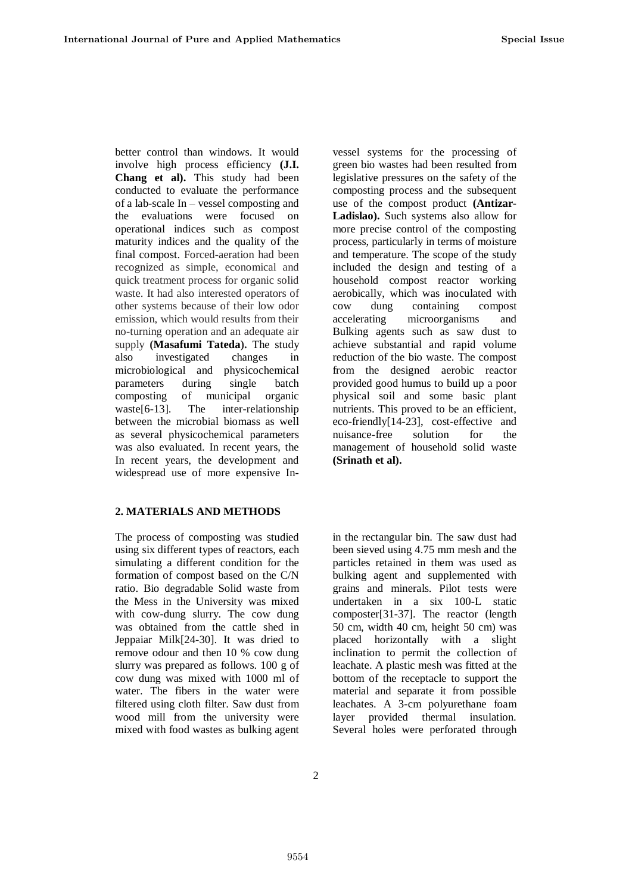better control than windows. It would involve high process efficiency **(J.I. Chang et al).** This study had been conducted to evaluate the performance of a lab-scale In – vessel composting and the evaluations were focused on operational indices such as compost maturity indices and the quality of the final compost. Forced-aeration had been recognized as simple, economical and quick treatment process for organic solid waste. It had also interested operators of other systems because of their low odor emission, which would results from their no-turning operation and an adequate air supply **(Masafumi Tateda).** The study also investigated changes in microbiological and physicochemical parameters during single batch composting of municipal organic waste[6-13]. The inter-relationship between the microbial biomass as well as several physicochemical parameters was also evaluated. In recent years, the In recent years, the development and widespread use of more expensive In-vessel systems for the processing of green bio wastes had been resulted from legislative pressures on the safety of the composting process and the subsequent use of the compost product **(Antizar-Ladislao).** Such systems also allow for more precise control of the composting process, particularly in terms of moisture and temperature. The scope of the study included the design and testing of a household compost reactor working aerobically, which was inoculated with cow dung containing compost accelerating microorganisms and Bulking agents such as saw dust to achieve substantial and rapid volume reduction of the bio waste. The compost from the designed aerobic reactor provided good humus to build up a poor physical soil and some basic plant nutrients. This proved to be an efficient, eco-friendly[14-23], cost-effective and nuisance-free solution for the management of household solid waste **(Srinath et al).**

## 2. MATERIALS AND METHODS

The process of composting was studied using six different types of reactors, each simulating a different condition for the formation of compost based on the C/N ratio. Bio degradable Solid waste from the Mess in the University was mixed with cow-dung slurry. The cow dung was obtained from the cattle shed in Jeppaiar Milk[24-30]. It was dried to remove odour and then 10 % cow dung slurry was prepared as follows. 100 g of cow dung was mixed with 1000 ml of water. The fibers in the water were filtered using cloth filter. Saw dust from wood mill from the university were mixed with food wastes as bulking agent in the rectangular bin. The saw dust had been sieved using 4.75 mm mesh and the particles retained in them was used as bulking agent and supplemented with grains and minerals. Pilot tests were undertaken in a six 100-L static composter[31-37]. The reactor (length 50 cm, width 40 cm, height 50 cm) was placed horizontally with a slight inclination to permit the collection of leachate. A plastic mesh was fitted at the bottom of the receptacle to support the material and separate it from possible leachates. A 3-cm polyurethane foam layer provided thermal insulation. Several holes were perforated through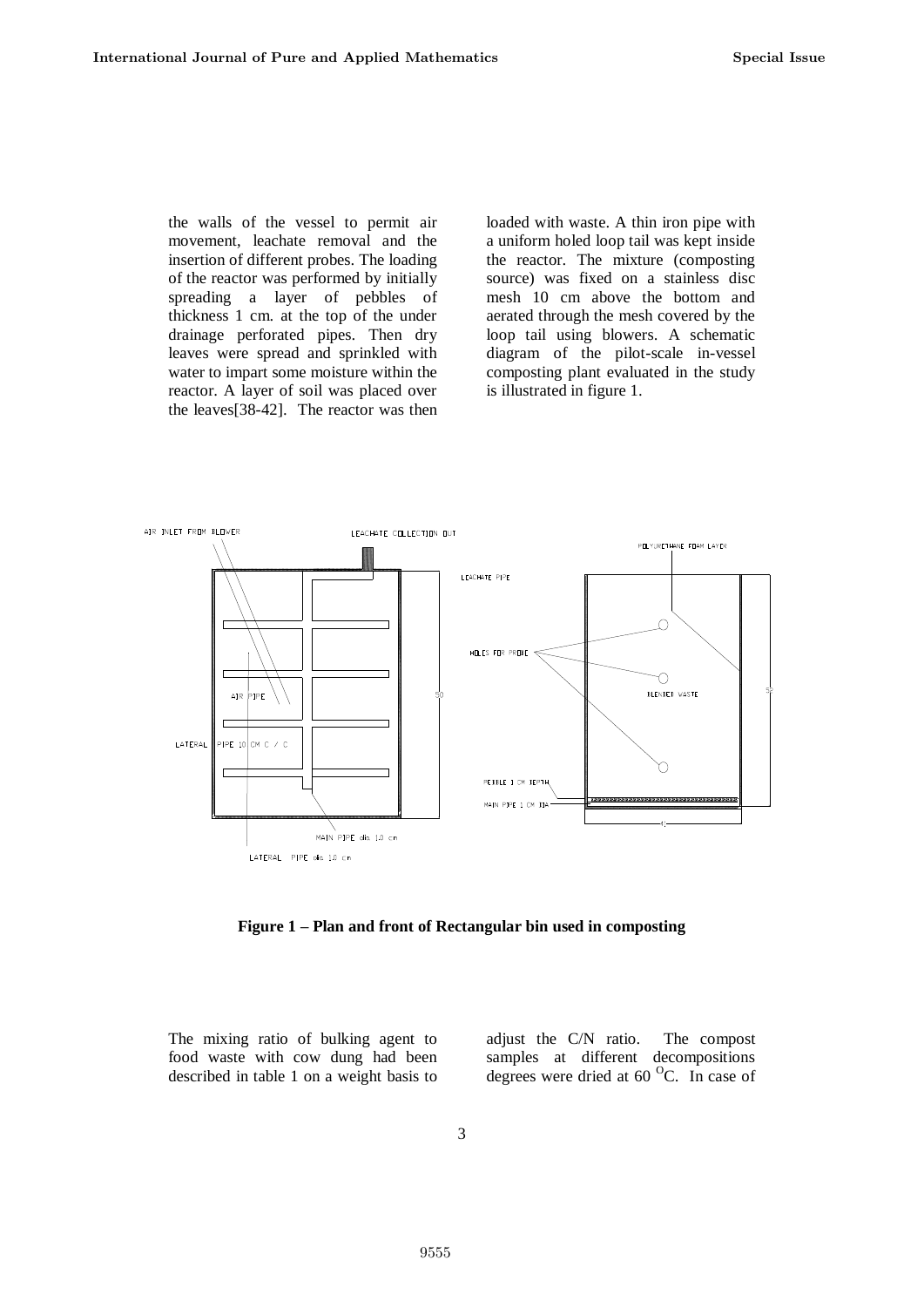the walls of the vessel to permit air movement, leachate removal and the insertion of different probes. The loading of the reactor was performed by initially spreading a layer of pebbles of thickness 1 cm. at the top of the under drainage perforated pipes. Then dry leaves were spread and sprinkled with water to impart some moisture within the reactor. A layer of soil was placed over the leaves[38-42]. The reactor was then loaded with waste. A thin iron pipe with a uniform holed loop tail was kept inside the reactor. The mixture (composting source) was fixed on a stainless disc mesh 10 cm above the bottom and aerated through the mesh covered by the loop tail using blowers. A schematic diagram of the pilot-scale in-vessel composting plant evaluated in the study is illustrated in figure 1.

**Figure 1 – Plan and front of Rectangular bin used in composting**

The mixing ratio of bulking agent to food waste with cow dung had been described in table 1 on a weight basis to adjust the C/N ratio. The compost samples at different decompositions degrees were dried at 60 $^{O}$C. In case of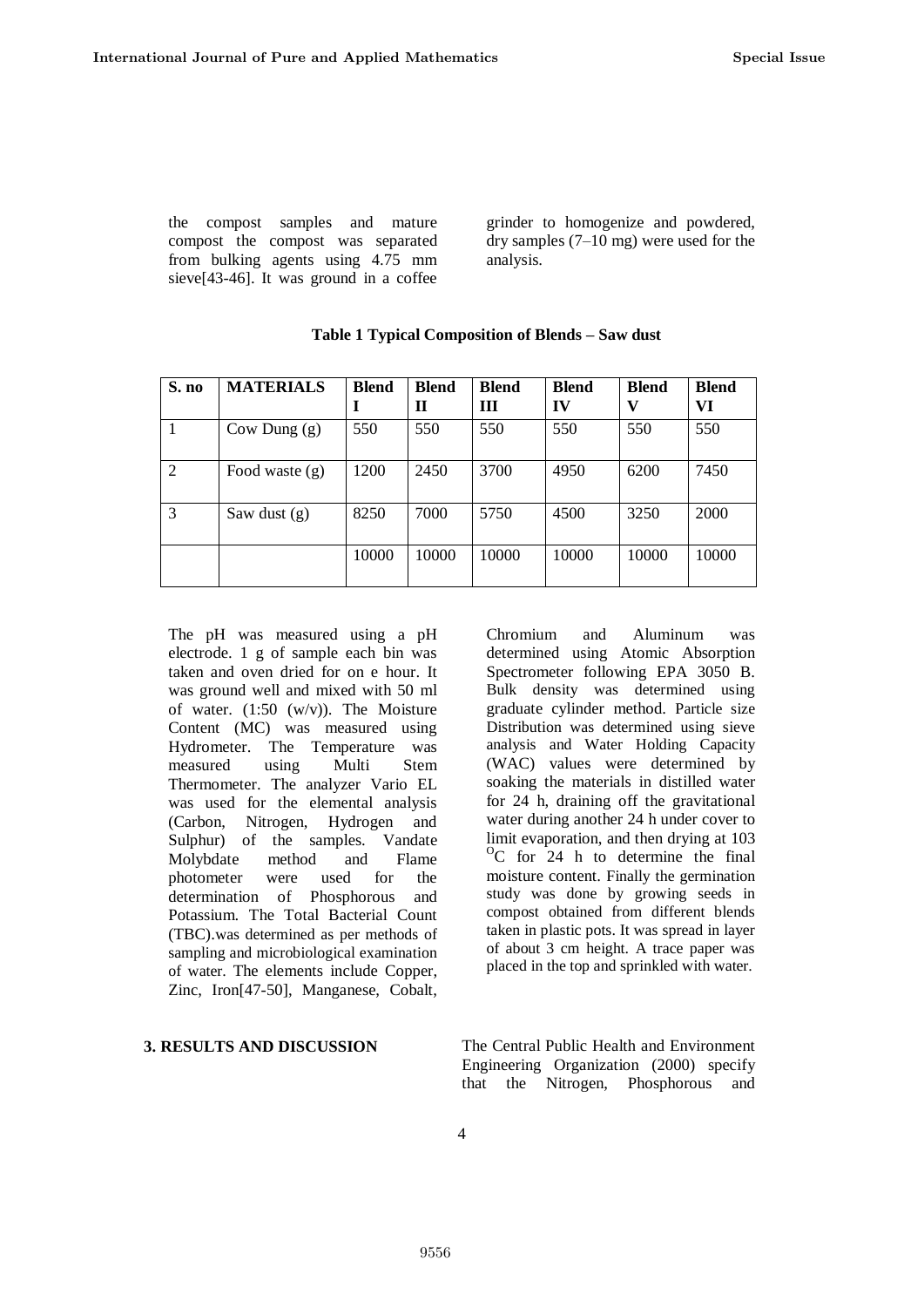the compost samples and mature compost the compost was separated from bulking agents using 4.75 mm sieve[43-46]. It was ground in a coffee grinder to homogenize and powdered, dry samples (7–10 mg) were used for the analysis.

**Table 1 Typical Composition of Blends – Saw dust**

| S. no | MATERIALS | Blend I | Blend II | Blend III | Blend IV | Blend V | Blend VI |
|---|---|---|---|---|---|---|---|
| 1 | Cow Dung (g) | 550 | 550 | 550 | 550 | 550 | 550 |
| 2 | Food waste (g) | 1200 | 2450 | 3700 | 4950 | 6200 | 7450 |
| 3 | Saw dust (g) | 8250 | 7000 | 5750 | 4500 | 3250 | 2000 |
| | | 10000 | 10000 | 10000 | 10000 | 10000 | 10000 |

The pH was measured using a pH electrode. 1 g of sample each bin was taken and oven dried for on e hour. It was ground well and mixed with 50 ml of water. (1:50 (w/v)). The Moisture Content (MC) was measured using Hydrometer. The Temperature was measured using Multi Stem Thermometer. The analyzer Vario EL was used for the elemental analysis (Carbon, Nitrogen, Hydrogen and Sulphur) of the samples. Vandate Molybdate method and Flame photometer were used for the determination of Phosphorous and Potassium. The Total Bacterial Count (TBC).was determined as per methods of sampling and microbiological examination of water. The elements include Copper, Zinc, Iron[47-50], Manganese, Cobalt, Chromium and Aluminum was determined using Atomic Absorption Spectrometer following EPA 3050 B. Bulk density was determined using graduate cylinder method. Particle size Distribution was determined using sieve analysis and Water Holding Capacity (WAC) values were determined by soaking the materials in distilled water for 24 h, draining off the gravitational water during another 24 h under cover to limit evaporation, and then drying at 103 $^{O}$C for 24 h to determine the final moisture content. Finally the germination study was done by growing seeds in compost obtained from different blends taken in plastic pots. It was spread in layer of about 3 cm height. A trace paper was placed in the top and sprinkled with water.

## 3. RESULTS AND DISCUSSION

The Central Public Health and Environment Engineering Organization (2000) specify that the Nitrogen, Phosphorous and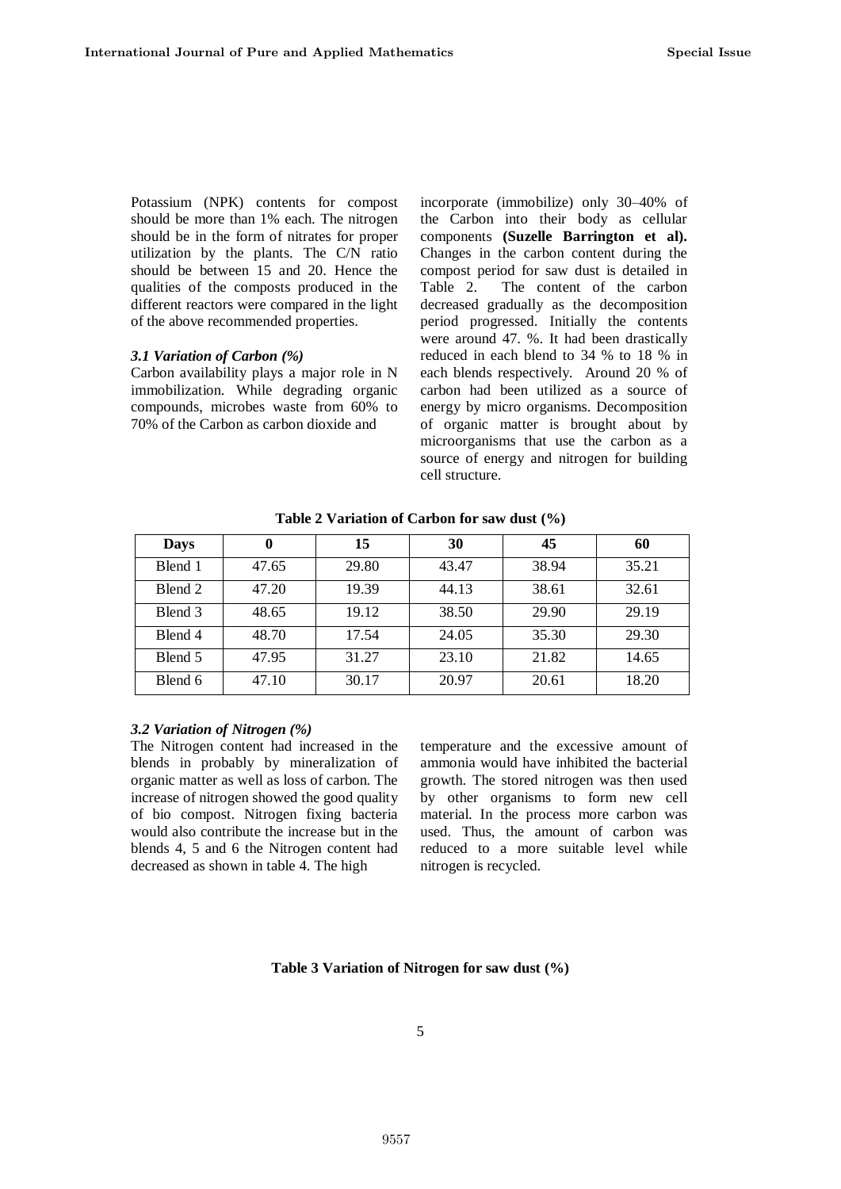Potassium (NPK) contents for compost should be more than 1% each. The nitrogen should be in the form of nitrates for proper utilization by the plants. The C/N ratio should be between 15 and 20. Hence the qualities of the composts produced in the different reactors were compared in the light of the above recommended properties.

### *3.1 Variation of Carbon (%)*

Carbon availability plays a major role in N immobilization. While degrading organic compounds, microbes waste from 60% to 70% of the Carbon as carbon dioxide and incorporate (immobilize) only 30–40% of the Carbon into their body as cellular components **(Suzelle Barrington et al).** Changes in the carbon content during the compost period for saw dust is detailed in Table 2. The content of the carbon decreased gradually as the decomposition period progressed. Initially the contents were around 47. %. It had been drastically reduced in each blend to 34 % to 18 % in each blends respectively. Around 20 % of carbon had been utilized as a source of energy by micro organisms. Decomposition of organic matter is brought about by microorganisms that use the carbon as a source of energy and nitrogen for building cell structure.

**Table 2 Variation of Carbon for saw dust (%)**

| Days | 0 | 15 | 30 | 45 | 60 |
|---|---|---|---|---|---|
| Blend 1 | 47.65 | 29.80 | 43.47 | 38.94 | 35.21 |
| Blend 2 | 47.20 | 19.39 | 44.13 | 38.61 | 32.61 |
| Blend 3 | 48.65 | 19.12 | 38.50 | 29.90 | 29.19 |
| Blend 4 | 48.70 | 17.54 | 24.05 | 35.30 | 29.30 |
| Blend 5 | 47.95 | 31.27 | 23.10 | 21.82 | 14.65 |
| Blend 6 | 47.10 | 30.17 | 20.97 | 20.61 | 18.20 |

### *3.2 Variation of Nitrogen (%)*

The Nitrogen content had increased in the blends in probably by mineralization of organic matter as well as loss of carbon. The increase of nitrogen showed the good quality of bio compost. Nitrogen fixing bacteria would also contribute the increase but in the blends 4, 5 and 6 the Nitrogen content had decreased as shown in table 4. The high temperature and the excessive amount of ammonia would have inhibited the bacterial growth. The stored nitrogen was then used by other organisms to form new cell material. In the process more carbon was used. Thus, the amount of carbon was reduced to a more suitable level while nitrogen is recycled.

**Table 3 Variation of Nitrogen for saw dust (%)**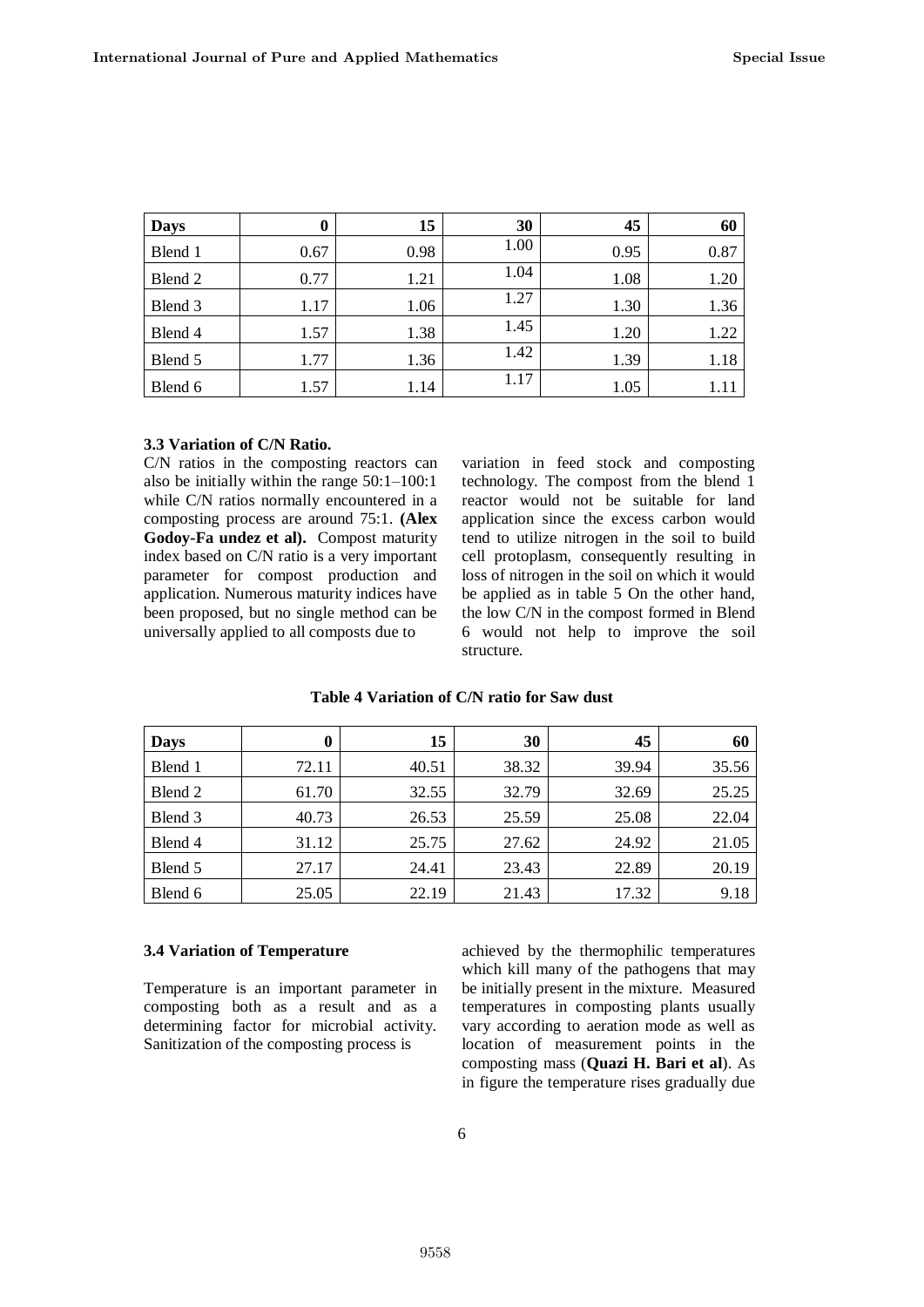| Days | 0 | 15 | 30 | 45 | 60 |
|---|---|---|---|---|---|
| Blend 1 | 0.67 | 0.98 | 1.00 | 0.95 | 0.87 |
| Blend 2 | 0.77 | 1.21 | 1.04 | 1.08 | 1.20 |
| Blend 3 | 1.17 | 1.06 | 1.27 | 1.30 | 1.36 |
| Blend 4 | 1.57 | 1.38 | 1.45 | 1.20 | 1.22 |
| Blend 5 | 1.77 | 1.36 | 1.42 | 1.39 | 1.18 |
| Blend 6 | 1.57 | 1.14 | 1.17 | 1.05 | 1.11 |

### 3.3 Variation of C/N Ratio.

C/N ratios in the composting reactors can also be initially within the range 50:1–100:1 while C/N ratios normally encountered in a composting process are around 75:1. **(Alex Godoy-Fa undez et al).** Compost maturity index based on C/N ratio is a very important parameter for compost production and application. Numerous maturity indices have been proposed, but no single method can be universally applied to all composts due to variation in feed stock and composting technology. The compost from the blend 1 reactor would not be suitable for land application since the excess carbon would tend to utilize nitrogen in the soil to build cell protoplasm, consequently resulting in loss of nitrogen in the soil on which it would be applied as in table 5 On the other hand, the low C/N in the compost formed in Blend 6 would not help to improve the soil structure.

**Table 4 Variation of C/N ratio for Saw dust**

| Days | 0 | 15 | 30 | 45 | 60 |
|---|---|---|---|---|---|
| Blend 1 | 72.11 | 40.51 | 38.32 | 39.94 | 35.56 |
| Blend 2 | 61.70 | 32.55 | 32.79 | 32.69 | 25.25 |
| Blend 3 | 40.73 | 26.53 | 25.59 | 25.08 | 22.04 |
| Blend 4 | 31.12 | 25.75 | 27.62 | 24.92 | 21.05 |
| Blend 5 | 27.17 | 24.41 | 23.43 | 22.89 | 20.19 |
| Blend 6 | 25.05 | 22.19 | 21.43 | 17.32 | 9.18 |

### 3.4 Variation of Temperature

Temperature is an important parameter in composting both as a result and as a determining factor for microbial activity. Sanitization of the composting process is achieved by the thermophilic temperatures which kill many of the pathogens that may be initially present in the mixture. Measured temperatures in composting plants usually vary according to aeration mode as well as location of measurement points in the composting mass (**Quazi H. Bari et al**). As in figure the temperature rises gradually due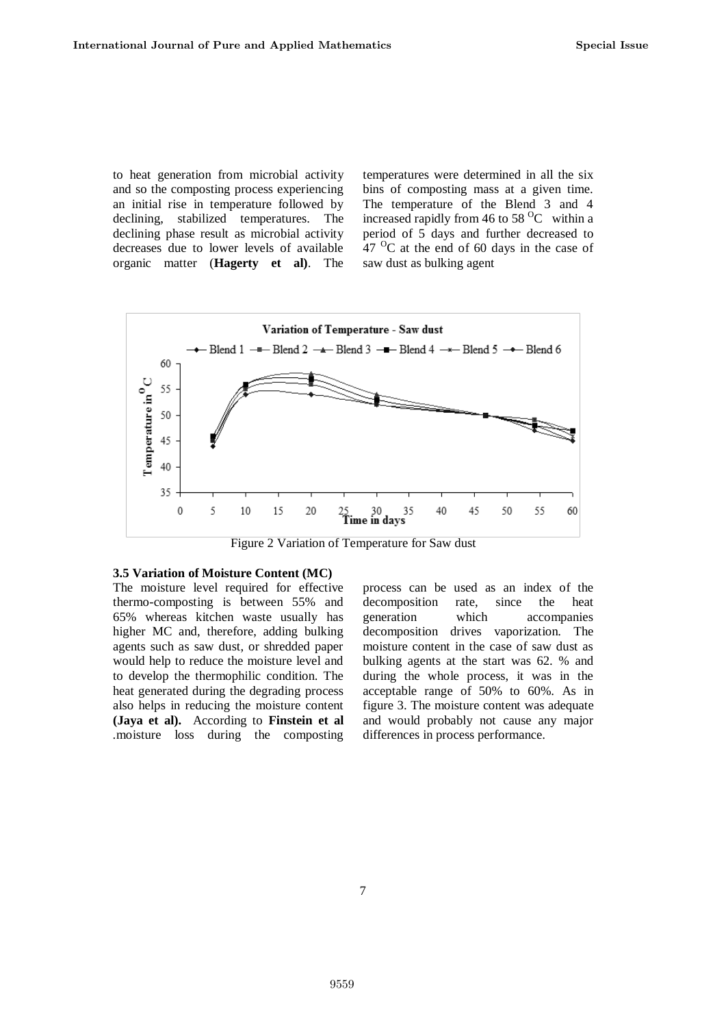to heat generation from microbial activity and so the composting process experiencing an initial rise in temperature followed by declining, stabilized temperatures. The declining phase result as microbial activity decreases due to lower levels of available organic matter (**Hagerty et al**). The temperatures were determined in all the six bins of composting mass at a given time. The temperature of the Blend 3 and 4 increased rapidly from 46 to 58 $^{O}C$ within a period of 5 days and further decreased to 47 $^{O}C$ at the end of 60 days in the case of saw dust as bulking agent

Figure 2 Variation of Temperature for Saw dust

### 3.5 Variation of Moisture Content (MC)

The moisture level required for effective thermo-composting is between 55% and 65% whereas kitchen waste usually has higher MC and, therefore, adding bulking agents such as saw dust, or shredded paper would help to reduce the moisture level and to develop the thermophilic condition. The heat generated during the degrading process also helps in reducing the moisture content **(Jaya et al).** According to **Finstein et al** .moisture loss during the composting process can be used as an index of the decomposition rate, since the heat generation which accompanies decomposition drives vaporization. The moisture content in the case of saw dust as bulking agents at the start was 62. % and during the whole process, it was in the acceptable range of 50% to 60%. As in figure 3. The moisture content was adequate and would probably not cause any major differences in process performance.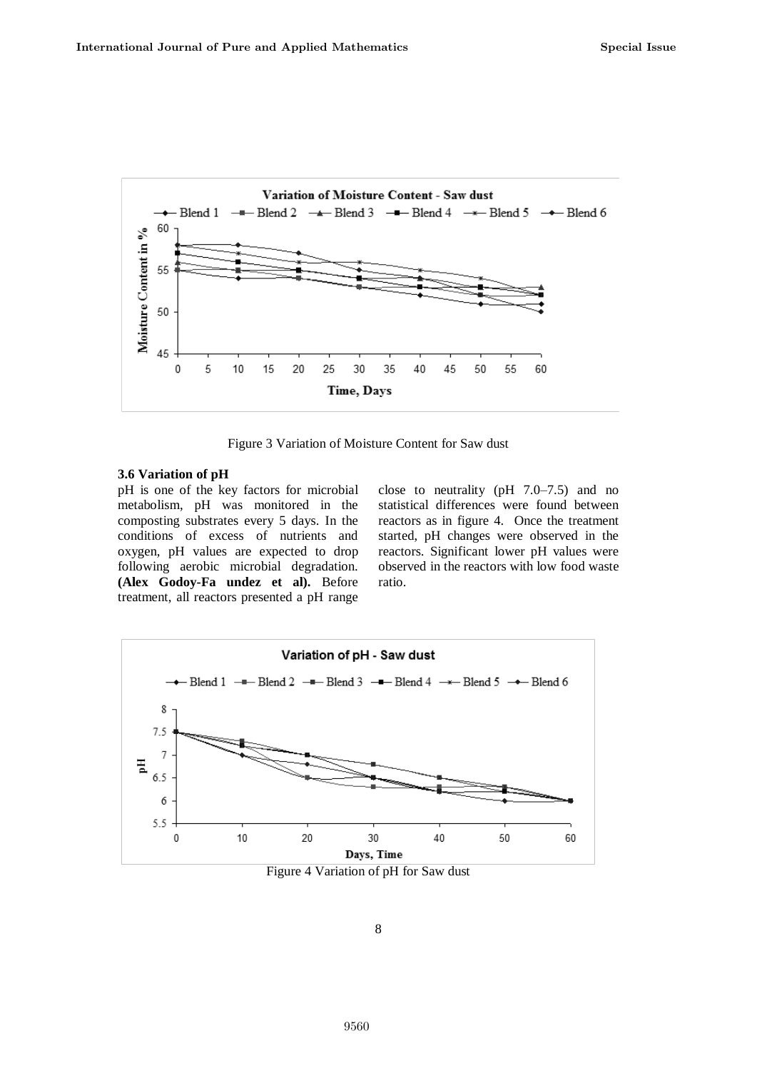Figure 3 Variation of Moisture Content for Saw dust

### 3.6 Variation of pH

pH is one of the key factors for microbial metabolism, pH was monitored in the composting substrates every 5 days. In the conditions of excess of nutrients and oxygen, pH values are expected to drop following aerobic microbial degradation. **(Alex Godoy-Fa undez et al).** Before treatment, all reactors presented a pH range close to neutrality (pH 7.0–7.5) and no statistical differences were found between reactors as in figure 4. Once the treatment started, pH changes were observed in the reactors. Significant lower pH values were observed in the reactors with low food waste ratio.

Figure 4 Variation of pH for Saw dust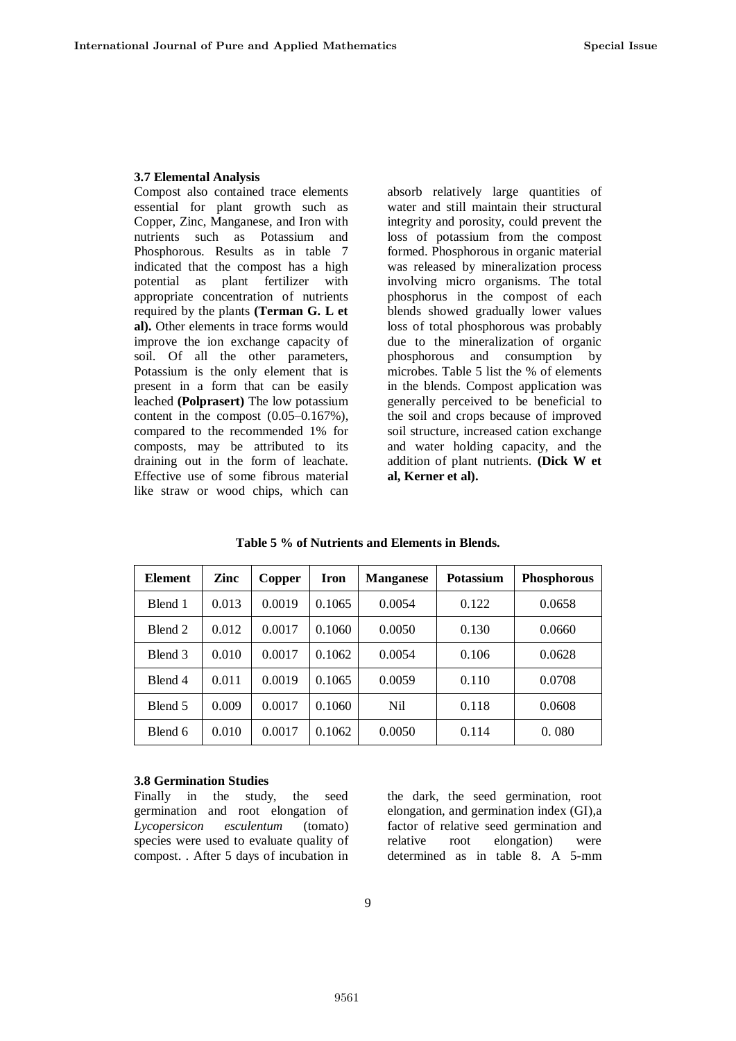### 3.7 Elemental Analysis

Compost also contained trace elements essential for plant growth such as Copper, Zinc, Manganese, and Iron with nutrients such as Potassium and Phosphorous. Results as in table 7 indicated that the compost has a high potential as plant fertilizer with appropriate concentration of nutrients required by the plants **(Terman G. L et al).** Other elements in trace forms would improve the ion exchange capacity of soil. Of all the other parameters, Potassium is the only element that is present in a form that can be easily leached **(Polprasert)** The low potassium content in the compost (0.05–0.167%), compared to the recommended 1% for composts, may be attributed to its draining out in the form of leachate. Effective use of some fibrous material like straw or wood chips, which can absorb relatively large quantities of water and still maintain their structural integrity and porosity, could prevent the loss of potassium from the compost formed. Phosphorous in organic material was released by mineralization process involving micro organisms. The total phosphorus in the compost of each blends showed gradually lower values loss of total phosphorous was probably due to the mineralization of organic phosphorous and consumption by microbes. Table 5 list the % of elements in the blends. Compost application was generally perceived to be beneficial to the soil and crops because of improved soil structure, increased cation exchange and water holding capacity, and the addition of plant nutrients. **(Dick W et al, Kerner et al).**

**Table 5 % of Nutrients and Elements in Blends.**

| Element | Zinc | Copper | Iron | Manganese | Potassium | Phosphorous |
|---|---|---|---|---|---|---|
| Blend 1 | 0.013 | 0.0019 | 0.1065 | 0.0054 | 0.122 | 0.0658 |
| Blend 2 | 0.012 | 0.0017 | 0.1060 | 0.0050 | 0.130 | 0.0660 |
| Blend 3 | 0.010 | 0.0017 | 0.1062 | 0.0054 | 0.106 | 0.0628 |
| Blend 4 | 0.011 | 0.0019 | 0.1065 | 0.0059 | 0.110 | 0.0708 |
| Blend 5 | 0.009 | 0.0017 | 0.1060 | Nil | 0.118 | 0.0608 |
| Blend 6 | 0.010 | 0.0017 | 0.1062 | 0.0050 | 0.114 | 0. 080 |

### 3.8 Germination Studies

Finally in the study, the seed germination and root elongation of *Lycopersicon esculentum* (tomato) species were used to evaluate quality of compost. . After 5 days of incubation in the dark, the seed germination, root elongation, and germination index (GI),a factor of relative seed germination and relative root elongation) were determined as in table 8. A 5-mm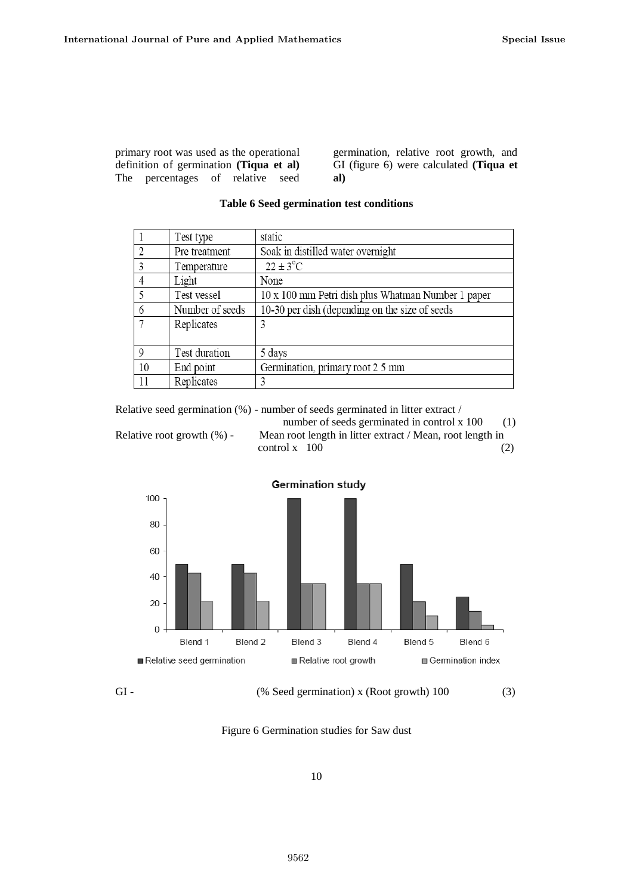primary root was used as the operational definition of germination **(Tiqua et al)** The percentages of relative seed germination, relative root growth, and GI (figure 6) were calculated **(Tiqua et al)**

**Table 6 Seed germination test conditions**

| | | |
|---|---|---|
| 1 | Test type | static |
| 2 | Pre treatment | Soak in distilled water overnight |
| 3 | Temperature | $22 \pm 3^{\circ}C$ |
| 4 | Light | None |
| 5 | Test vessel | 10 x 100 mm Petri dish plus Whatman Number 1 paper |
| 6 | Number of seeds | 10-30 per dish (depending on the size of seeds |
| 7 | Replicates | 3 |
| 9 | Test duration | 5 days |
| 10 | End point | Germination, primary root 2 5 mm |
| 11 | Replicates | 3 |

Relative seed germination (%) - number of seeds germinated in litter extract / number of seeds germinated in control x 100 (1)

Relative root growth (%) - Mean root length in litter extract / Mean, root length in control x 100 (2)

GI - (% Seed germination) x (Root growth) 100 (3)

Figure 6 Germination studies for Saw dust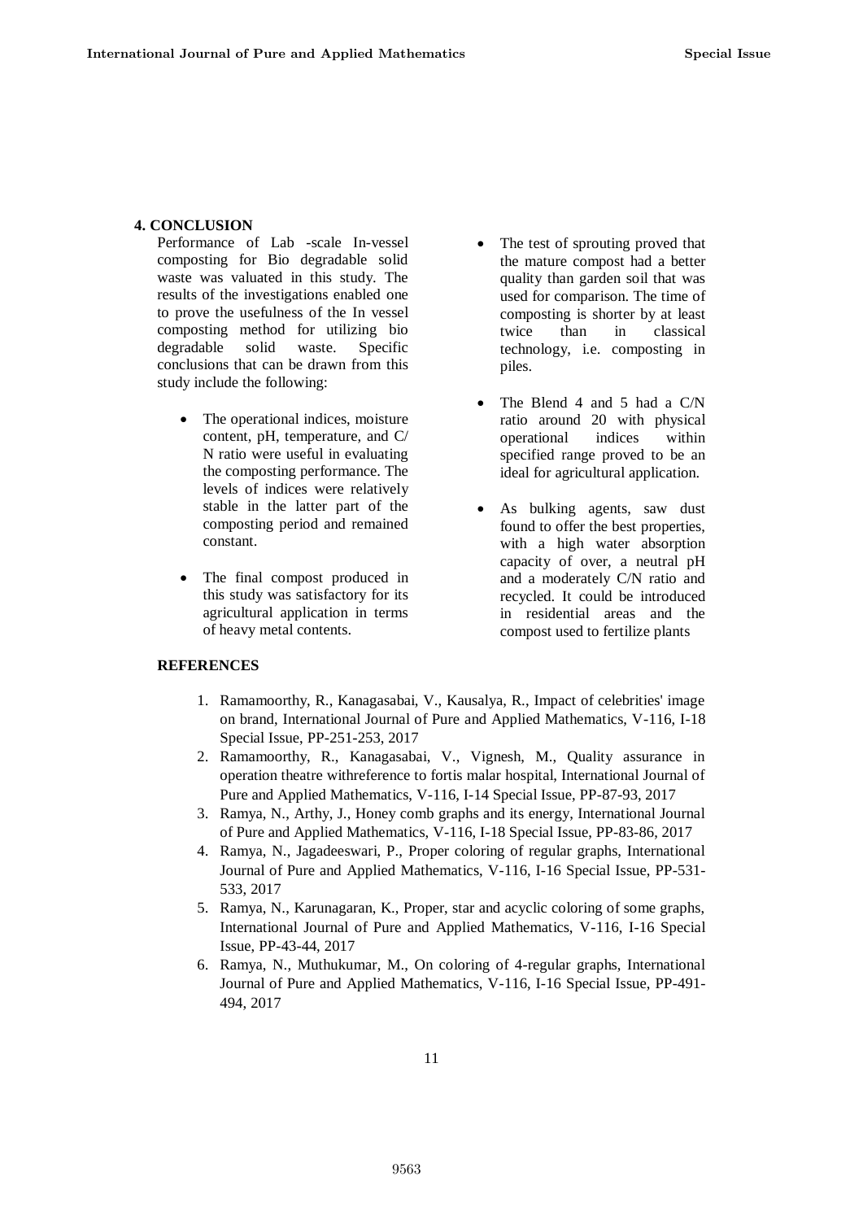## 4. CONCLUSION

Performance of Lab -scale In-vessel composting for Bio degradable solid waste was valuated in this study. The results of the investigations enabled one to prove the usefulness of the In vessel composting method for utilizing bio degradable solid waste. Specific conclusions that can be drawn from this study include the following:

- The operational indices, moisture content, pH, temperature, and C/ N ratio were useful in evaluating the composting performance. The levels of indices were relatively stable in the latter part of the composting period and remained constant.
- The final compost produced in this study was satisfactory for its agricultural application in terms of heavy metal contents.
- The test of sprouting proved that the mature compost had a better quality than garden soil that was used for comparison. The time of composting is shorter by at least twice than in classical technology, i.e. composting in piles.
- The Blend 4 and 5 had a C/N ratio around 20 with physical operational indices within specified range proved to be an ideal for agricultural application.
- As bulking agents, saw dust found to offer the best properties, with a high water absorption capacity of over, a neutral pH and a moderately C/N ratio and recycled. It could be introduced in residential areas and the compost used to fertilize plants

## REFERENCES

1. Ramamoorthy, R., Kanagasabai, V., Kausalya, R., Impact of celebrities' image on brand, International Journal of Pure and Applied Mathematics, V-116, I-18 Special Issue, PP-251-253, 2017
2. Ramamoorthy, R., Kanagasabai, V., Vignesh, M., Quality assurance in operation theatre withreference to fortis malar hospital, International Journal of Pure and Applied Mathematics, V-116, I-14 Special Issue, PP-87-93, 2017
3. Ramya, N., Arthy, J., Honey comb graphs and its energy, International Journal of Pure and Applied Mathematics, V-116, I-18 Special Issue, PP-83-86, 2017
4. Ramya, N., Jagadeeswari, P., Proper coloring of regular graphs, International Journal of Pure and Applied Mathematics, V-116, I-16 Special Issue, PP-531-533, 2017
5. Ramya, N., Karunagaran, K., Proper, star and acyclic coloring of some graphs, International Journal of Pure and Applied Mathematics, V-116, I-16 Special Issue, PP-43-44, 2017
6. Ramya, N., Muthukumar, M., On coloring of 4-regular graphs, International Journal of Pure and Applied Mathematics, V-116, I-16 Special Issue, PP-491-494, 2017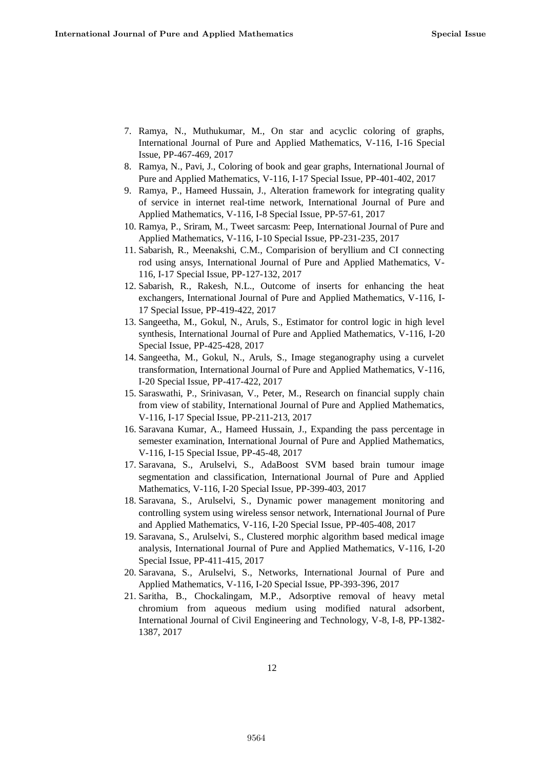7. Ramya, N., Muthukumar, M., On star and acyclic coloring of graphs, International Journal of Pure and Applied Mathematics, V-116, I-16 Special Issue, PP-467-469, 2017
8. Ramya, N., Pavi, J., Coloring of book and gear graphs, International Journal of Pure and Applied Mathematics, V-116, I-17 Special Issue, PP-401-402, 2017
9. Ramya, P., Hameed Hussain, J., Alteration framework for integrating quality of service in internet real-time network, International Journal of Pure and Applied Mathematics, V-116, I-8 Special Issue, PP-57-61, 2017
10. Ramya, P., Sriram, M., Tweet sarcasm: Peep, International Journal of Pure and Applied Mathematics, V-116, I-10 Special Issue, PP-231-235, 2017
11. Sabarish, R., Meenakshi, C.M., Comparision of beryllium and CI connecting rod using ansys, International Journal of Pure and Applied Mathematics, V-116, I-17 Special Issue, PP-127-132, 2017
12. Sabarish, R., Rakesh, N.L., Outcome of inserts for enhancing the heat exchangers, International Journal of Pure and Applied Mathematics, V-116, I-17 Special Issue, PP-419-422, 2017
13. Sangeetha, M., Gokul, N., Aruls, S., Estimator for control logic in high level synthesis, International Journal of Pure and Applied Mathematics, V-116, I-20 Special Issue, PP-425-428, 2017
14. Sangeetha, M., Gokul, N., Aruls, S., Image steganography using a curvelet transformation, International Journal of Pure and Applied Mathematics, V-116, I-20 Special Issue, PP-417-422, 2017
15. Saraswathi, P., Srinivasan, V., Peter, M., Research on financial supply chain from view of stability, International Journal of Pure and Applied Mathematics, V-116, I-17 Special Issue, PP-211-213, 2017
16. Saravana Kumar, A., Hameed Hussain, J., Expanding the pass percentage in semester examination, International Journal of Pure and Applied Mathematics, V-116, I-15 Special Issue, PP-45-48, 2017
17. Saravana, S., Arulselvi, S., AdaBoost SVM based brain tumour image segmentation and classification, International Journal of Pure and Applied Mathematics, V-116, I-20 Special Issue, PP-399-403, 2017
18. Saravana, S., Arulselvi, S., Dynamic power management monitoring and controlling system using wireless sensor network, International Journal of Pure and Applied Mathematics, V-116, I-20 Special Issue, PP-405-408, 2017
19. Saravana, S., Arulselvi, S., Clustered morphic algorithm based medical image analysis, International Journal of Pure and Applied Mathematics, V-116, I-20 Special Issue, PP-411-415, 2017
20. Saravana, S., Arulselvi, S., Networks, International Journal of Pure and Applied Mathematics, V-116, I-20 Special Issue, PP-393-396, 2017
21. Saritha, B., Chockalingam, M.P., Adsorptive removal of heavy metal chromium from aqueous medium using modified natural adsorbent, International Journal of Civil Engineering and Technology, V-8, I-8, PP-1382-1387, 2017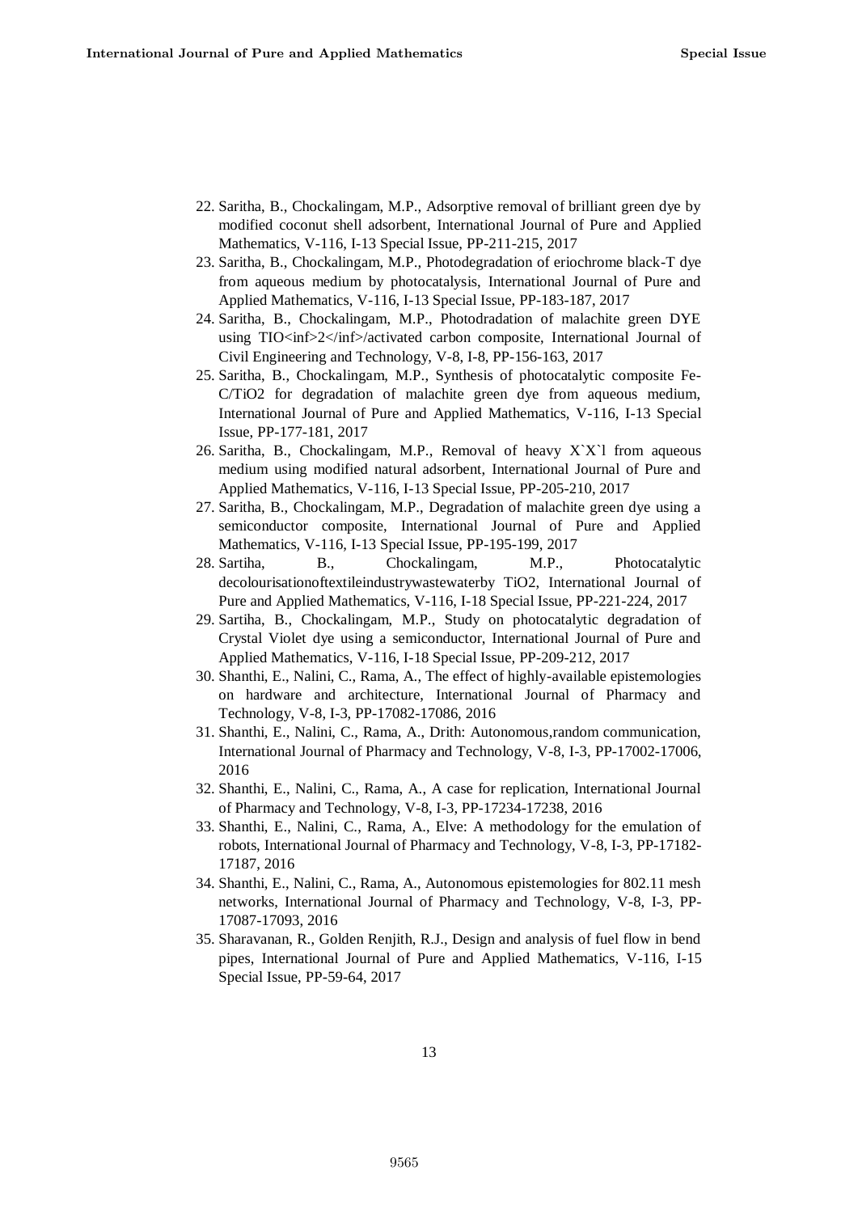22. Saritha, B., Chockalingam, M.P., Adsorptive removal of brilliant green dye by modified coconut shell adsorbent, International Journal of Pure and Applied Mathematics, V-116, I-13 Special Issue, PP-211-215, 2017
23. Saritha, B., Chockalingam, M.P., Photodegradation of eriochrome black-T dye from aqueous medium by photocatalysis, International Journal of Pure and Applied Mathematics, V-116, I-13 Special Issue, PP-183-187, 2017
24. Saritha, B., Chockalingam, M.P., Photodradation of malachite green DYE using TIO<inf>2</inf>/activated carbon composite, International Journal of Civil Engineering and Technology, V-8, I-8, PP-156-163, 2017
25. Saritha, B., Chockalingam, M.P., Synthesis of photocatalytic composite Fe-C/TiO2 for degradation of malachite green dye from aqueous medium, International Journal of Pure and Applied Mathematics, V-116, I-13 Special Issue, PP-177-181, 2017
26. Saritha, B., Chockalingam, M.P., Removal of heavy X`X`l from aqueous medium using modified natural adsorbent, International Journal of Pure and Applied Mathematics, V-116, I-13 Special Issue, PP-205-210, 2017
27. Saritha, B., Chockalingam, M.P., Degradation of malachite green dye using a semiconductor composite, International Journal of Pure and Applied Mathematics, V-116, I-13 Special Issue, PP-195-199, 2017
28. Sartiha, B., Chockalingam, M.P., Photocatalytic decolourisationoftextileindustrywastewaterby TiO2, International Journal of Pure and Applied Mathematics, V-116, I-18 Special Issue, PP-221-224, 2017
29. Sartiha, B., Chockalingam, M.P., Study on photocatalytic degradation of Crystal Violet dye using a semiconductor, International Journal of Pure and Applied Mathematics, V-116, I-18 Special Issue, PP-209-212, 2017
30. Shanthi, E., Nalini, C., Rama, A., The effect of highly-available epistemologies on hardware and architecture, International Journal of Pharmacy and Technology, V-8, I-3, PP-17082-17086, 2016
31. Shanthi, E., Nalini, C., Rama, A., Drith: Autonomous,random communication, International Journal of Pharmacy and Technology, V-8, I-3, PP-17002-17006, 2016
32. Shanthi, E., Nalini, C., Rama, A., A case for replication, International Journal of Pharmacy and Technology, V-8, I-3, PP-17234-17238, 2016
33. Shanthi, E., Nalini, C., Rama, A., Elve: A methodology for the emulation of robots, International Journal of Pharmacy and Technology, V-8, I-3, PP-17182-17187, 2016
34. Shanthi, E., Nalini, C., Rama, A., Autonomous epistemologies for 802.11 mesh networks, International Journal of Pharmacy and Technology, V-8, I-3, PP-17087-17093, 2016
35. Sharavanan, R., Golden Renjith, R.J., Design and analysis of fuel flow in bend pipes, International Journal of Pure and Applied Mathematics, V-116, I-15 Special Issue, PP-59-64, 2017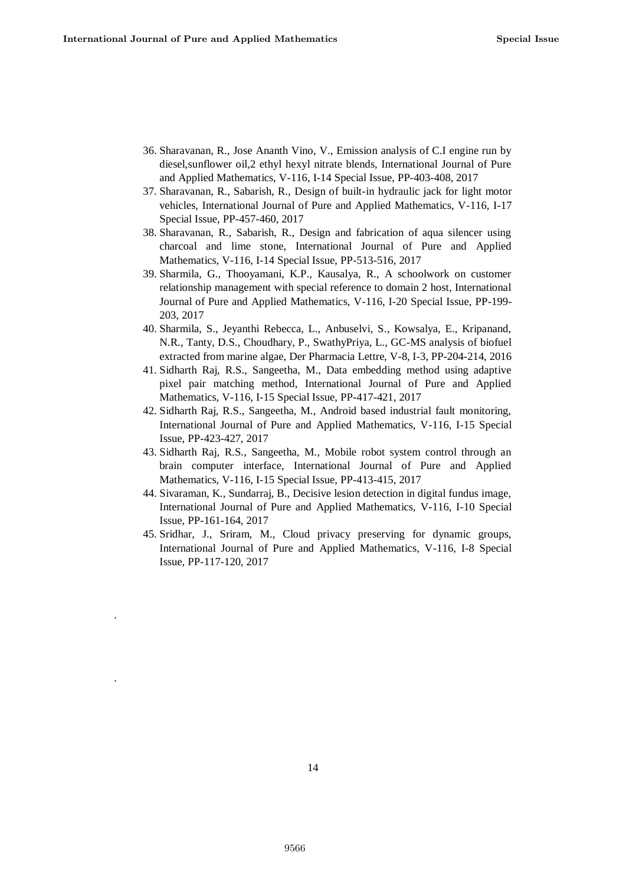36. Sharavanan, R., Jose Ananth Vino, V., Emission analysis of C.I engine run by diesel,sunflower oil,2 ethyl hexyl nitrate blends, International Journal of Pure and Applied Mathematics, V-116, I-14 Special Issue, PP-403-408, 2017
37. Sharavanan, R., Sabarish, R., Design of built-in hydraulic jack for light motor vehicles, International Journal of Pure and Applied Mathematics, V-116, I-17 Special Issue, PP-457-460, 2017
38. Sharavanan, R., Sabarish, R., Design and fabrication of aqua silencer using charcoal and lime stone, International Journal of Pure and Applied Mathematics, V-116, I-14 Special Issue, PP-513-516, 2017
39. Sharmila, G., Thooyamani, K.P., Kausalya, R., A schoolwork on customer relationship management with special reference to domain 2 host, International Journal of Pure and Applied Mathematics, V-116, I-20 Special Issue, PP-199-203, 2017
40. Sharmila, S., Jeyanthi Rebecca, L., Anbuselvi, S., Kowsalya, E., Kripanand, N.R., Tanty, D.S., Choudhary, P., SwathyPriya, L., GC-MS analysis of biofuel extracted from marine algae, Der Pharmacia Lettre, V-8, I-3, PP-204-214, 2016
41. Sidharth Raj, R.S., Sangeetha, M., Data embedding method using adaptive pixel pair matching method, International Journal of Pure and Applied Mathematics, V-116, I-15 Special Issue, PP-417-421, 2017
42. Sidharth Raj, R.S., Sangeetha, M., Android based industrial fault monitoring, International Journal of Pure and Applied Mathematics, V-116, I-15 Special Issue, PP-423-427, 2017
43. Sidharth Raj, R.S., Sangeetha, M., Mobile robot system control through an brain computer interface, International Journal of Pure and Applied Mathematics, V-116, I-15 Special Issue, PP-413-415, 2017
44. Sivaraman, K., Sundarraj, B., Decisive lesion detection in digital fundus image, International Journal of Pure and Applied Mathematics, V-116, I-10 Special Issue, PP-161-164, 2017
45. Sridhar, J., Sriram, M., Cloud privacy preserving for dynamic groups, International Journal of Pure and Applied Mathematics, V-116, I-8 Special Issue, PP-117-120, 2017